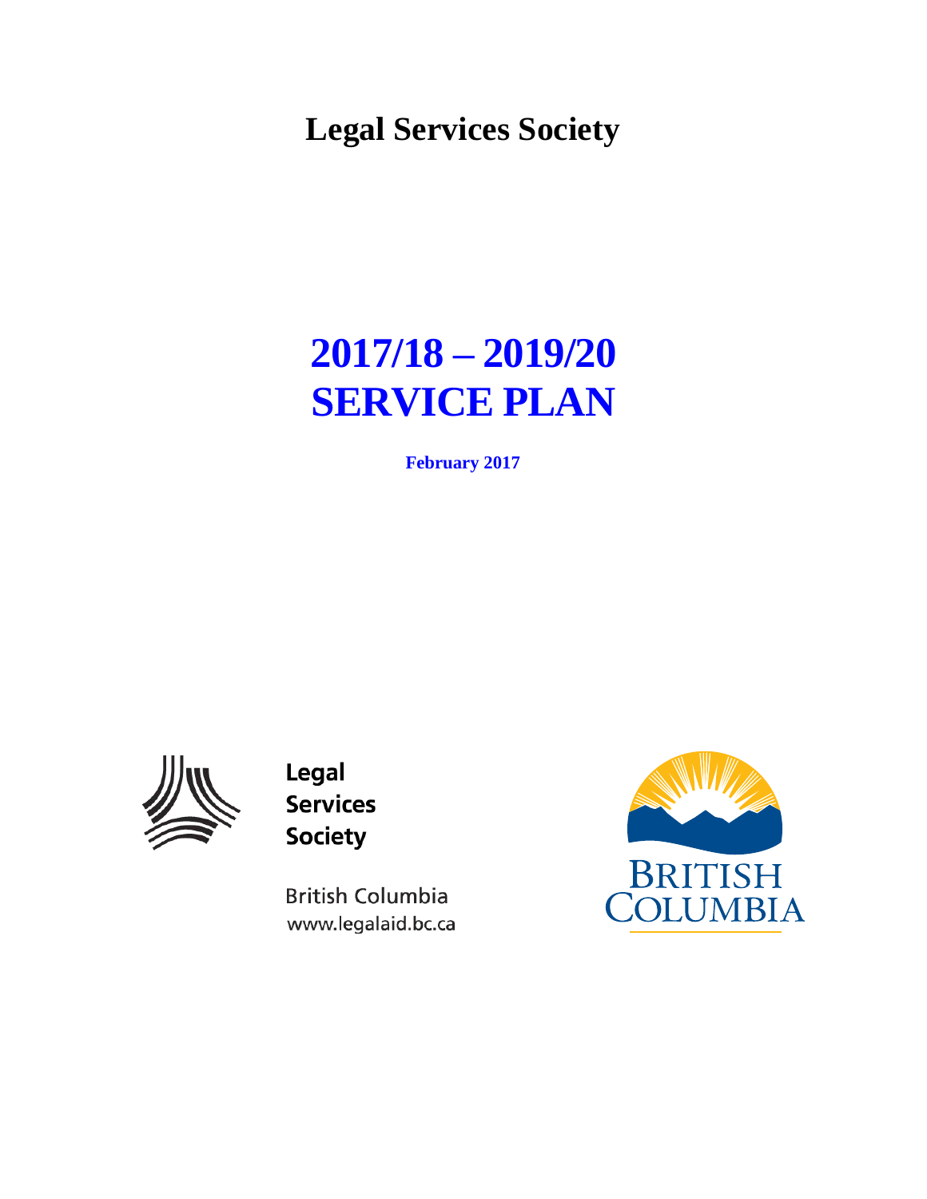# Legal Services Society

# 2017/18 – 2019/20 SERVICE PLAN

**February 2017**

Legal Services Society

British Columbia
www.legalaid.bc.ca

BRITISH COLUMBIA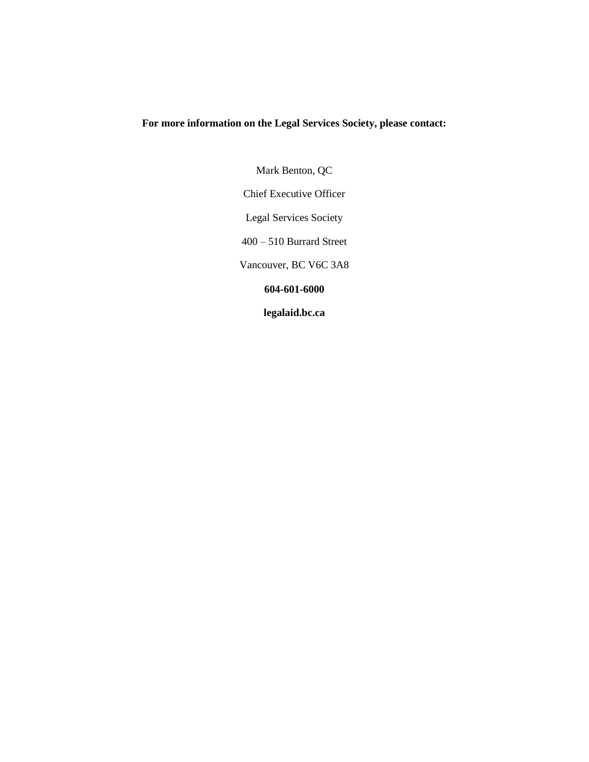**For more information on the Legal Services Society, please contact:**

Mark Benton, QC

Chief Executive Officer

Legal Services Society

400 – 510 Burrard Street

Vancouver, BC V6C 3A8

**604-601-6000**

**legalaid.bc.ca**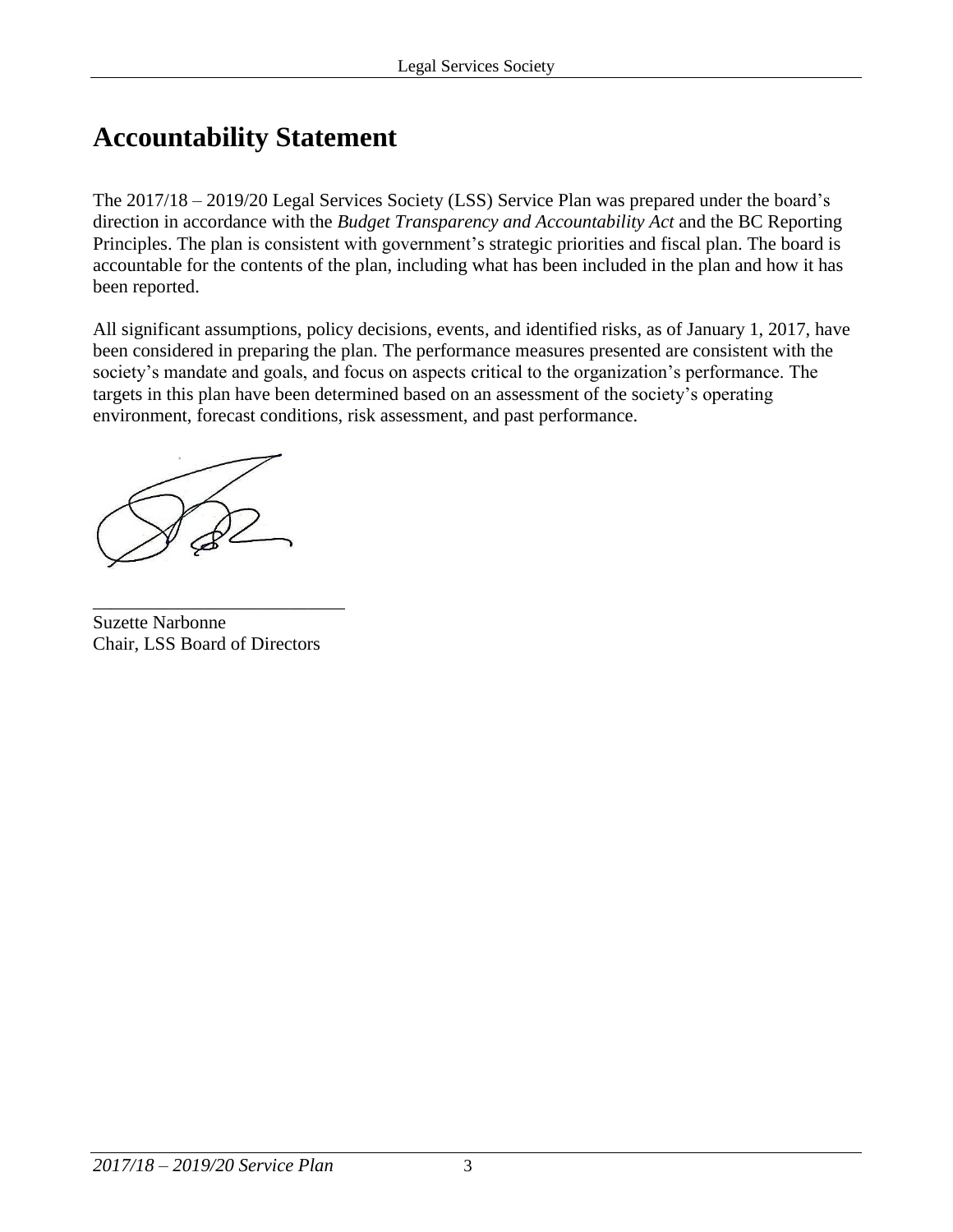# Accountability Statement

The 2017/18 – 2019/20 Legal Services Society (LSS) Service Plan was prepared under the board's direction in accordance with the *Budget Transparency and Accountability Act* and the BC Reporting Principles. The plan is consistent with government's strategic priorities and fiscal plan. The board is accountable for the contents of the plan, including what has been included in the plan and how it has been reported.

All significant assumptions, policy decisions, events, and identified risks, as of January 1, 2017, have been considered in preparing the plan. The performance measures presented are consistent with the society's mandate and goals, and focus on aspects critical to the organization's performance. The targets in this plan have been determined based on an assessment of the society's operating environment, forecast conditions, risk assessment, and past performance.

Suzette Narbonne
Chair, LSS Board of Directors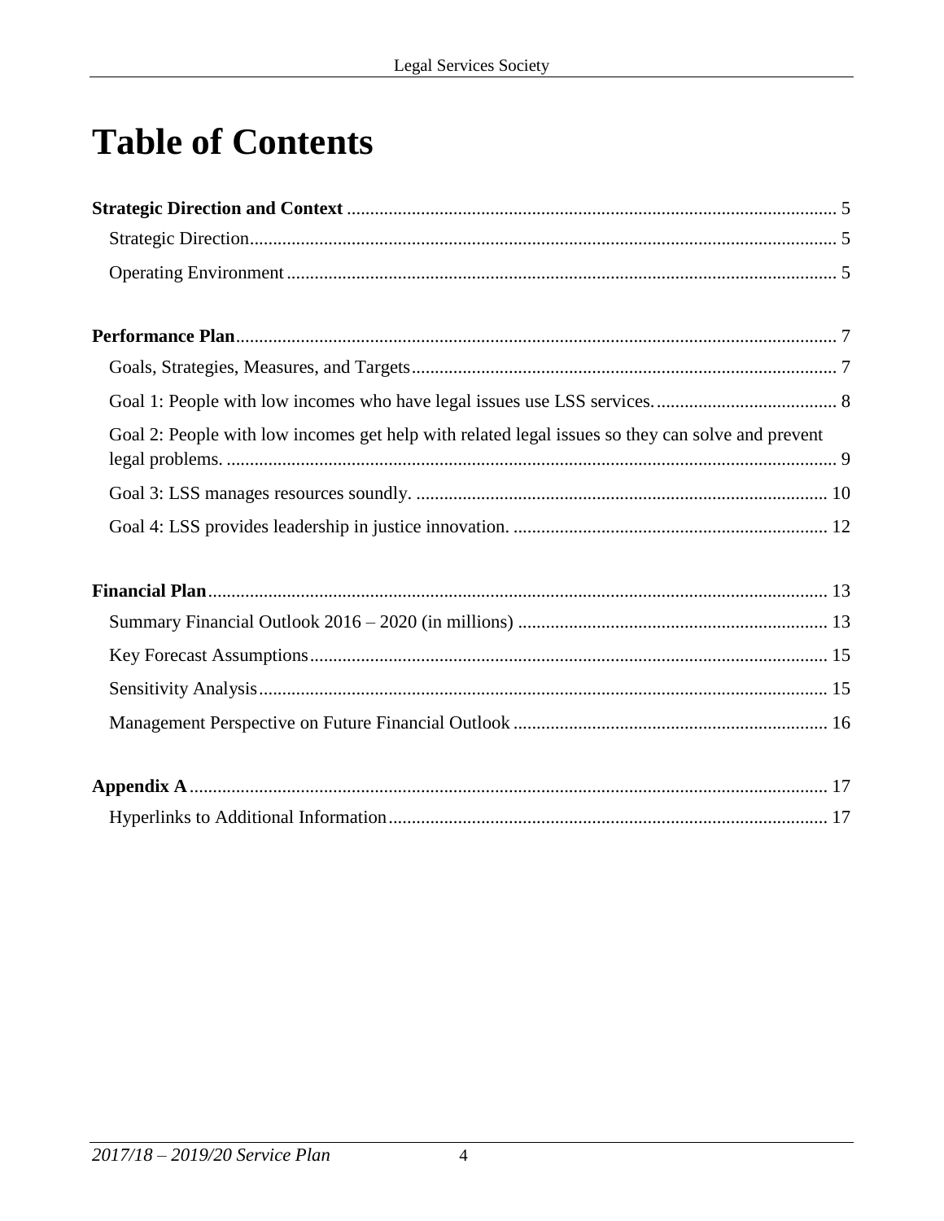# Table of Contents

**Strategic Direction and Context** ........................................................................................................ 5

Strategic Direction............................................................................................................................ 5

Operating Environment ..................................................................................................................... 5

**Performance Plan**.................................................................................................................................. 7

Goals, Strategies, Measures, and Targets........................................................................................... 7

Goal 1: People with low incomes who have legal issues use LSS services. ....................................... 8

Goal 2: People with low incomes get help with related legal issues so they can solve and prevent legal problems. .................................................................................................................................. 9

Goal 3: LSS manages resources soundly. ........................................................................................ 10

Goal 4: LSS provides leadership in justice innovation. ................................................................... 12

**Financial Plan**...................................................................................................................................... 13

Summary Financial Outlook 2016 – 2020 (in millions) .................................................................. 13

Key Forecast Assumptions............................................................................................................... 15

Sensitivity Analysis.......................................................................................................................... 15

Management Perspective on Future Financial Outlook ................................................................... 16

**Appendix A**......................................................................................................................................... 17

Hyperlinks to Additional Information.............................................................................................. 17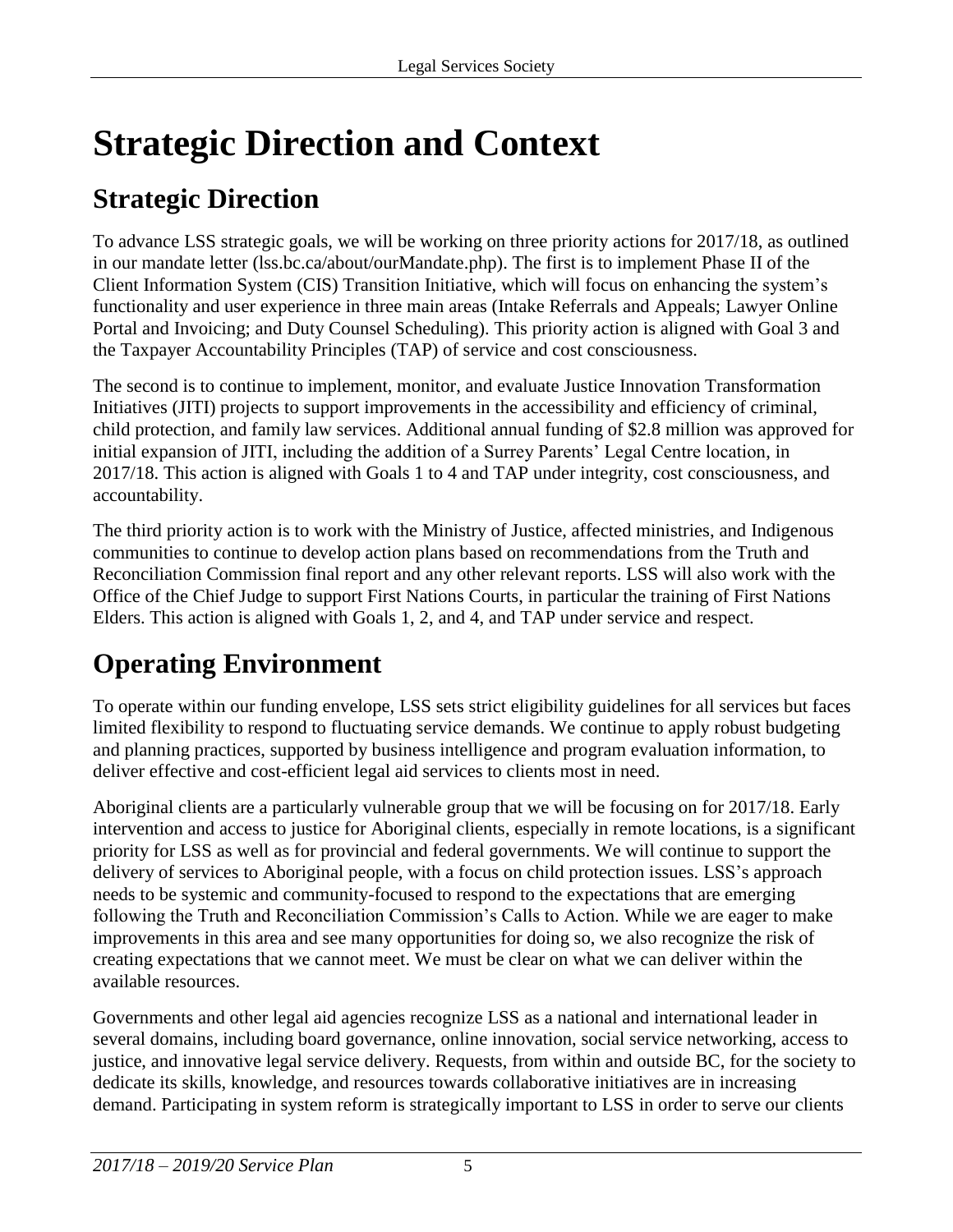# Strategic Direction and Context

## Strategic Direction

To advance LSS strategic goals, we will be working on three priority actions for 2017/18, as outlined in our mandate letter (lss.bc.ca/about/ourMandate.php). The first is to implement Phase II of the Client Information System (CIS) Transition Initiative, which will focus on enhancing the system's functionality and user experience in three main areas (Intake Referrals and Appeals; Lawyer Online Portal and Invoicing; and Duty Counsel Scheduling). This priority action is aligned with Goal 3 and the Taxpayer Accountability Principles (TAP) of service and cost consciousness.

The second is to continue to implement, monitor, and evaluate Justice Innovation Transformation Initiatives (JITI) projects to support improvements in the accessibility and efficiency of criminal, child protection, and family law services. Additional annual funding of $2.8 million was approved for initial expansion of JITI, including the addition of a Surrey Parents' Legal Centre location, in 2017/18. This action is aligned with Goals 1 to 4 and TAP under integrity, cost consciousness, and accountability.

The third priority action is to work with the Ministry of Justice, affected ministries, and Indigenous communities to continue to develop action plans based on recommendations from the Truth and Reconciliation Commission final report and any other relevant reports. LSS will also work with the Office of the Chief Judge to support First Nations Courts, in particular the training of First Nations Elders. This action is aligned with Goals 1, 2, and 4, and TAP under service and respect.

## Operating Environment

To operate within our funding envelope, LSS sets strict eligibility guidelines for all services but faces limited flexibility to respond to fluctuating service demands. We continue to apply robust budgeting and planning practices, supported by business intelligence and program evaluation information, to deliver effective and cost-efficient legal aid services to clients most in need.

Aboriginal clients are a particularly vulnerable group that we will be focusing on for 2017/18. Early intervention and access to justice for Aboriginal clients, especially in remote locations, is a significant priority for LSS as well as for provincial and federal governments. We will continue to support the delivery of services to Aboriginal people, with a focus on child protection issues. LSS's approach needs to be systemic and community-focused to respond to the expectations that are emerging following the Truth and Reconciliation Commission's Calls to Action. While we are eager to make improvements in this area and see many opportunities for doing so, we also recognize the risk of creating expectations that we cannot meet. We must be clear on what we can deliver within the available resources.

Governments and other legal aid agencies recognize LSS as a national and international leader in several domains, including board governance, online innovation, social service networking, access to justice, and innovative legal service delivery. Requests, from within and outside BC, for the society to dedicate its skills, knowledge, and resources towards collaborative initiatives are in increasing demand. Participating in system reform is strategically important to LSS in order to serve our clients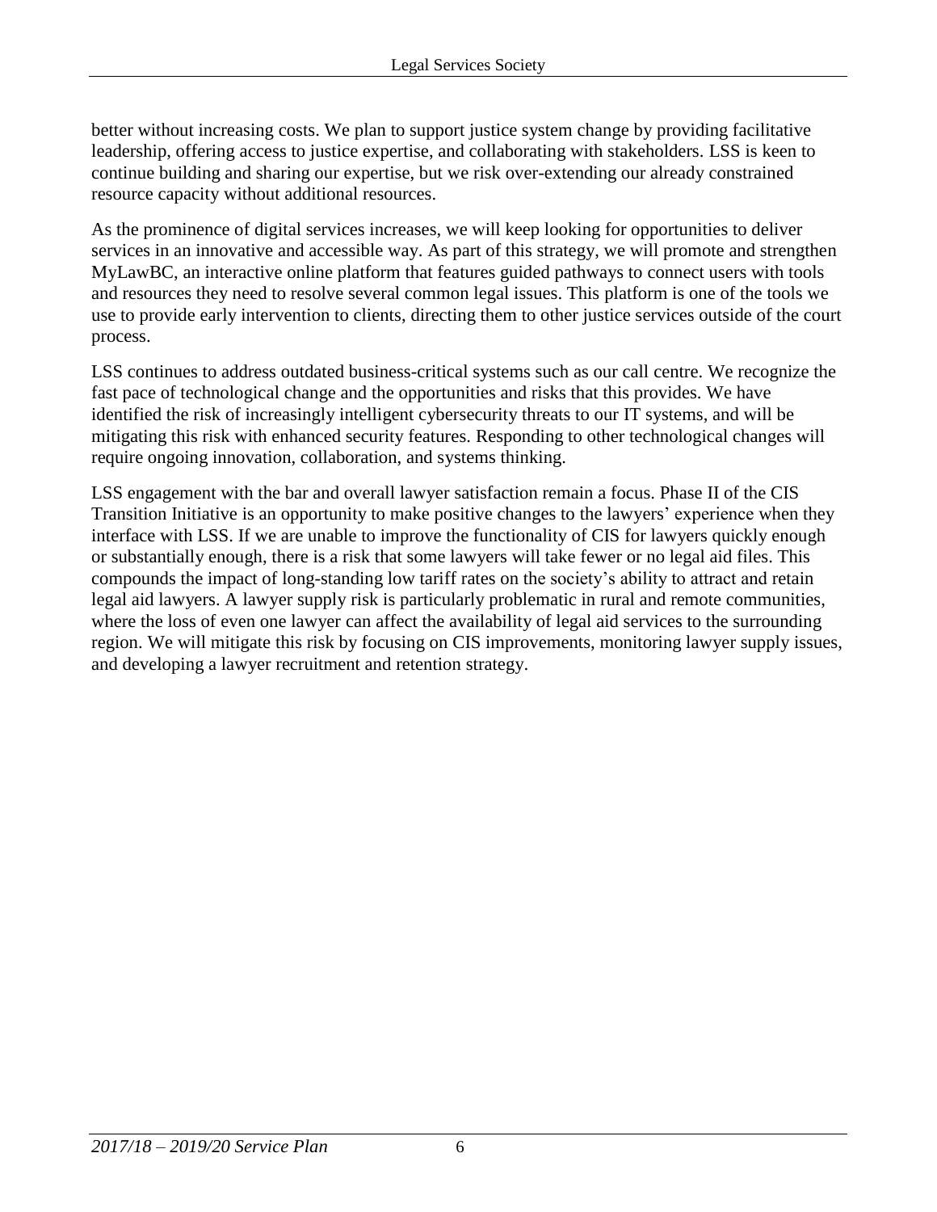better without increasing costs. We plan to support justice system change by providing facilitative leadership, offering access to justice expertise, and collaborating with stakeholders. LSS is keen to continue building and sharing our expertise, but we risk over-extending our already constrained resource capacity without additional resources.

As the prominence of digital services increases, we will keep looking for opportunities to deliver services in an innovative and accessible way. As part of this strategy, we will promote and strengthen MyLawBC, an interactive online platform that features guided pathways to connect users with tools and resources they need to resolve several common legal issues. This platform is one of the tools we use to provide early intervention to clients, directing them to other justice services outside of the court process.

LSS continues to address outdated business-critical systems such as our call centre. We recognize the fast pace of technological change and the opportunities and risks that this provides. We have identified the risk of increasingly intelligent cybersecurity threats to our IT systems, and will be mitigating this risk with enhanced security features. Responding to other technological changes will require ongoing innovation, collaboration, and systems thinking.

LSS engagement with the bar and overall lawyer satisfaction remain a focus. Phase II of the CIS Transition Initiative is an opportunity to make positive changes to the lawyers' experience when they interface with LSS. If we are unable to improve the functionality of CIS for lawyers quickly enough or substantially enough, there is a risk that some lawyers will take fewer or no legal aid files. This compounds the impact of long-standing low tariff rates on the society's ability to attract and retain legal aid lawyers. A lawyer supply risk is particularly problematic in rural and remote communities, where the loss of even one lawyer can affect the availability of legal aid services to the surrounding region. We will mitigate this risk by focusing on CIS improvements, monitoring lawyer supply issues, and developing a lawyer recruitment and retention strategy.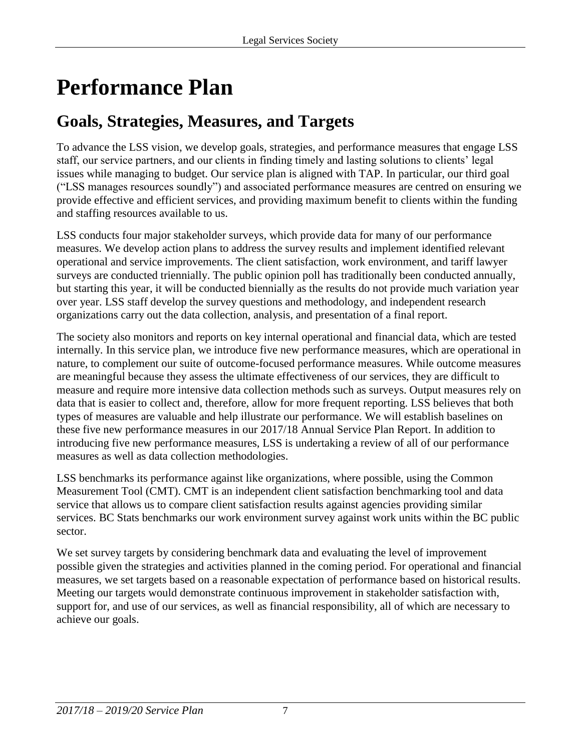# Performance Plan

## Goals, Strategies, Measures, and Targets

To advance the LSS vision, we develop goals, strategies, and performance measures that engage LSS staff, our service partners, and our clients in finding timely and lasting solutions to clients' legal issues while managing to budget. Our service plan is aligned with TAP. In particular, our third goal ("LSS manages resources soundly") and associated performance measures are centred on ensuring we provide effective and efficient services, and providing maximum benefit to clients within the funding and staffing resources available to us.

LSS conducts four major stakeholder surveys, which provide data for many of our performance measures. We develop action plans to address the survey results and implement identified relevant operational and service improvements. The client satisfaction, work environment, and tariff lawyer surveys are conducted triennially. The public opinion poll has traditionally been conducted annually, but starting this year, it will be conducted biennially as the results do not provide much variation year over year. LSS staff develop the survey questions and methodology, and independent research organizations carry out the data collection, analysis, and presentation of a final report.

The society also monitors and reports on key internal operational and financial data, which are tested internally. In this service plan, we introduce five new performance measures, which are operational in nature, to complement our suite of outcome-focused performance measures. While outcome measures are meaningful because they assess the ultimate effectiveness of our services, they are difficult to measure and require more intensive data collection methods such as surveys. Output measures rely on data that is easier to collect and, therefore, allow for more frequent reporting. LSS believes that both types of measures are valuable and help illustrate our performance. We will establish baselines on these five new performance measures in our 2017/18 Annual Service Plan Report. In addition to introducing five new performance measures, LSS is undertaking a review of all of our performance measures as well as data collection methodologies.

LSS benchmarks its performance against like organizations, where possible, using the Common Measurement Tool (CMT). CMT is an independent client satisfaction benchmarking tool and data service that allows us to compare client satisfaction results against agencies providing similar services. BC Stats benchmarks our work environment survey against work units within the BC public sector.

We set survey targets by considering benchmark data and evaluating the level of improvement possible given the strategies and activities planned in the coming period. For operational and financial measures, we set targets based on a reasonable expectation of performance based on historical results. Meeting our targets would demonstrate continuous improvement in stakeholder satisfaction with, support for, and use of our services, as well as financial responsibility, all of which are necessary to achieve our goals.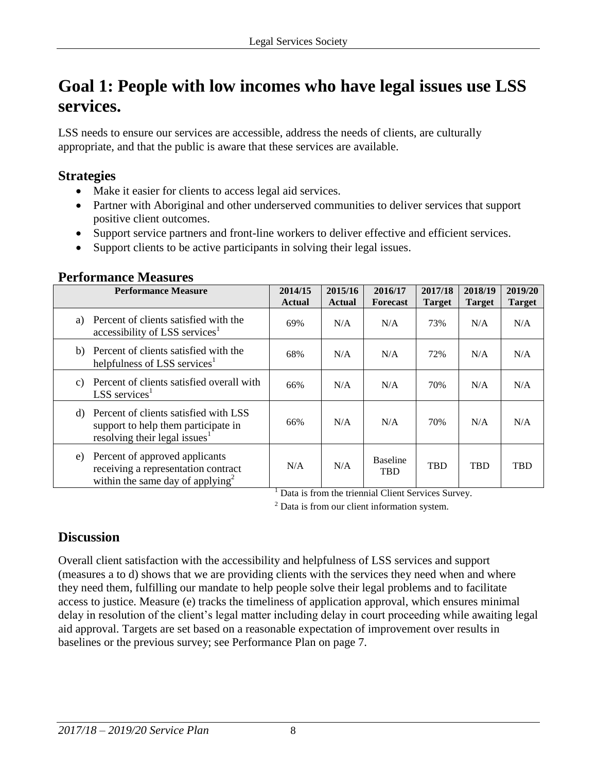# Goal 1: People with low incomes who have legal issues use LSS services.

LSS needs to ensure our services are accessible, address the needs of clients, are culturally appropriate, and that the public is aware that these services are available.

## Strategies

- Make it easier for clients to access legal aid services.
- Partner with Aboriginal and other underserved communities to deliver services that support positive client outcomes.
- Support service partners and front-line workers to deliver effective and efficient services.
- Support clients to be active participants in solving their legal issues.

## Performance Measures

| Performance Measure | 2014/15 Actual | 2015/16 Actual | 2016/17 Forecast | 2017/18 Target | 2018/19 Target | 2019/20 Target |
|---|---|---|---|---|---|---|
| a) Percent of clients satisfied with the accessibility of LSS services[1] | 69% | N/A | N/A | 73% | N/A | N/A |
| b) Percent of clients satisfied with the helpfulness of LSS services[1] | 68% | N/A | N/A | 72% | N/A | N/A |
| c) Percent of clients satisfied overall with LSS services[1] | 66% | N/A | N/A | 70% | N/A | N/A |
| d) Percent of clients satisfied with LSS support to help them participate in resolving their legal issues[1] | 66% | N/A | N/A | 70% | N/A | N/A |
| e) Percent of approved applicants receiving a representation contract within the same day of applying[2] | N/A | N/A | Baseline TBD | TBD | TBD | TBD |

[1] Data is from the triennial Client Services Survey.

[2] Data is from our client information system.

## Discussion

Overall client satisfaction with the accessibility and helpfulness of LSS services and support (measures a to d) shows that we are providing clients with the services they need when and where they need them, fulfilling our mandate to help people solve their legal problems and to facilitate access to justice. Measure (e) tracks the timeliness of application approval, which ensures minimal delay in resolution of the client's legal matter including delay in court proceeding while awaiting legal aid approval. Targets are set based on a reasonable expectation of improvement over results in baselines or the previous survey; see Performance Plan on page 7.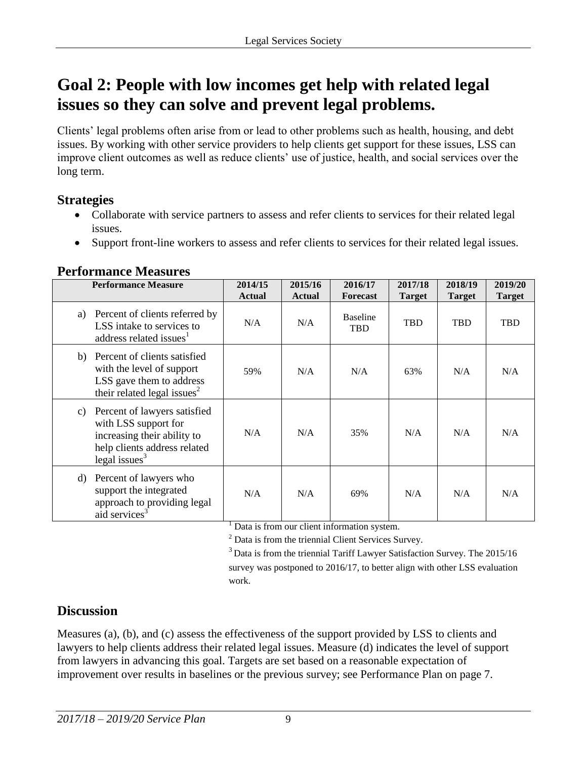# Goal 2: People with low incomes get help with related legal issues so they can solve and prevent legal problems.

Clients' legal problems often arise from or lead to other problems such as health, housing, and debt issues. By working with other service providers to help clients get support for these issues, LSS can improve client outcomes as well as reduce clients' use of justice, health, and social services over the long term.

## Strategies

- Collaborate with service partners to assess and refer clients to services for their related legal issues.
- Support front-line workers to assess and refer clients to services for their related legal issues.

## Performance Measures

| Performance Measure | 2014/15 Actual | 2015/16 Actual | 2016/17 Forecast | 2017/18 Target | 2018/19 Target | 2019/20 Target |
|---|---|---|---|---|---|---|
| a) Percent of clients referred by LSS intake to services to address related issues[1] | N/A | N/A | Baseline TBD | TBD | TBD | TBD |
| b) Percent of clients satisfied with the level of support LSS gave them to address their related legal issues[2] | 59% | N/A | N/A | 63% | N/A | N/A |
| c) Percent of lawyers satisfied with LSS support for increasing their ability to help clients address related legal issues[3] | N/A | N/A | 35% | N/A | N/A | N/A |
| d) Percent of lawyers who support the integrated approach to providing legal aid services[3] | N/A | N/A | 69% | N/A | N/A | N/A |

[1] Data is from our client information system.

[2] Data is from the triennial Client Services Survey.

[3] Data is from the triennial Tariff Lawyer Satisfaction Survey. The 2015/16 survey was postponed to 2016/17, to better align with other LSS evaluation work.

## Discussion

Measures (a), (b), and (c) assess the effectiveness of the support provided by LSS to clients and lawyers to help clients address their related legal issues. Measure (d) indicates the level of support from lawyers in advancing this goal. Targets are set based on a reasonable expectation of improvement over results in baselines or the previous survey; see Performance Plan on page 7.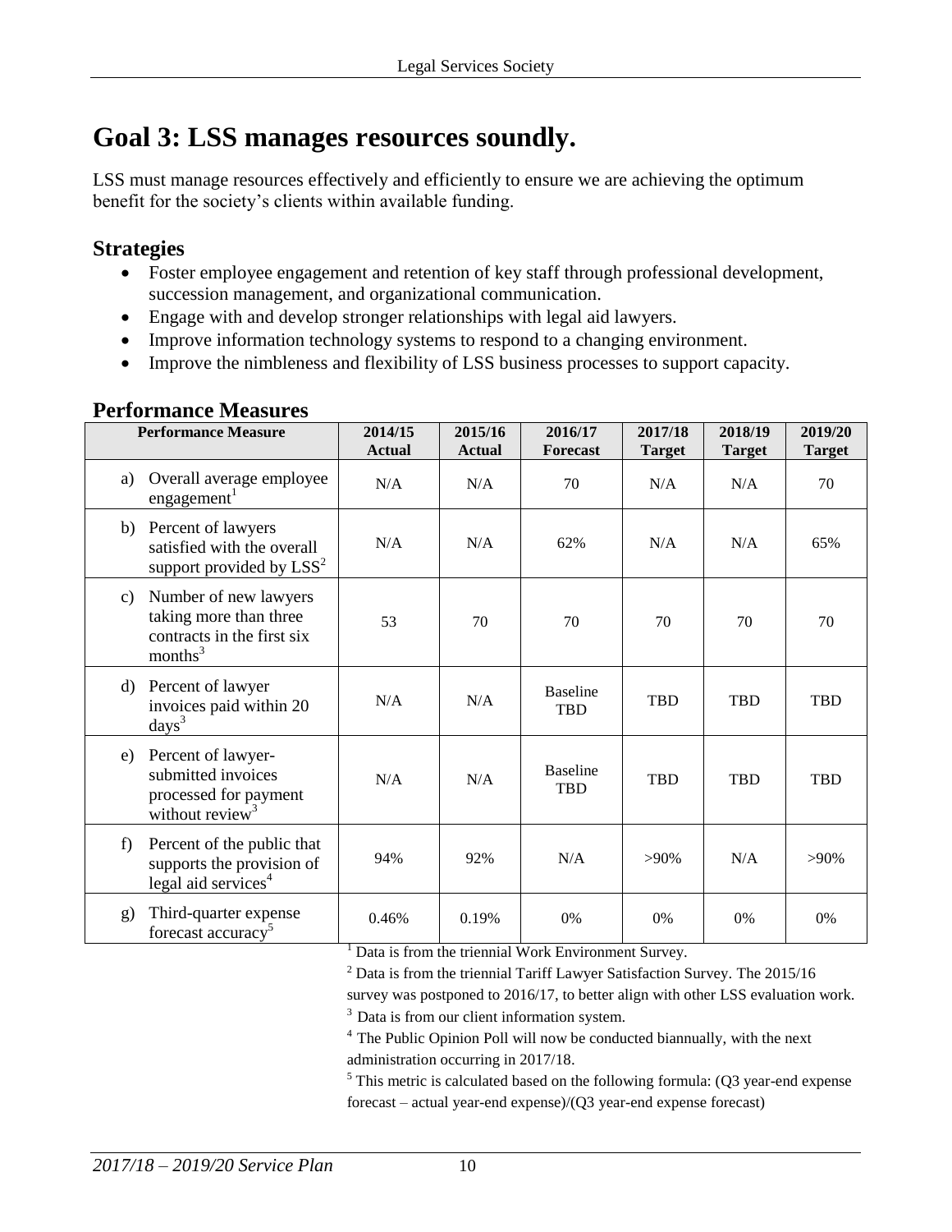# Goal 3: LSS manages resources soundly.

LSS must manage resources effectively and efficiently to ensure we are achieving the optimum benefit for the society's clients within available funding.

## Strategies

- Foster employee engagement and retention of key staff through professional development, succession management, and organizational communication.
- Engage with and develop stronger relationships with legal aid lawyers.
- Improve information technology systems to respond to a changing environment.
- Improve the nimbleness and flexibility of LSS business processes to support capacity.

## Performance Measures

| Performance Measure | 2014/15 Actual | 2015/16 Actual | 2016/17 Forecast | 2017/18 Target | 2018/19 Target | 2019/20 Target |
|---|---|---|---|---|---|---|
| a) Overall average employee engagement[1] | N/A | N/A | 70 | N/A | N/A | 70 |
| b) Percent of lawyers satisfied with the overall support provided by LSS[2] | N/A | N/A | 62% | N/A | N/A | 65% |
| c) Number of new lawyers taking more than three contracts in the first six months[3] | 53 | 70 | 70 | 70 | 70 | 70 |
| d) Percent of lawyer invoices paid within 20 days[3] | N/A | N/A | Baseline TBD | TBD | TBD | TBD |
| e) Percent of lawyer-submitted invoices processed for payment without review[3] | N/A | N/A | Baseline TBD | TBD | TBD | TBD |
| f) Percent of the public that supports the provision of legal aid services[4] | 94% | 92% | N/A | >90% | N/A | >90% |
| g) Third-quarter expense forecast accuracy[5] | 0.46% | 0.19% | 0% | 0% | 0% | 0% |

[1] Data is from the triennial Work Environment Survey.

[2] Data is from the triennial Tariff Lawyer Satisfaction Survey. The 2015/16 survey was postponed to 2016/17, to better align with other LSS evaluation work.

[3] Data is from our client information system.

[4] The Public Opinion Poll will now be conducted biannually, with the next administration occurring in 2017/18.

[5] This metric is calculated based on the following formula: (Q3 year-end expense forecast – actual year-end expense)/(Q3 year-end expense forecast)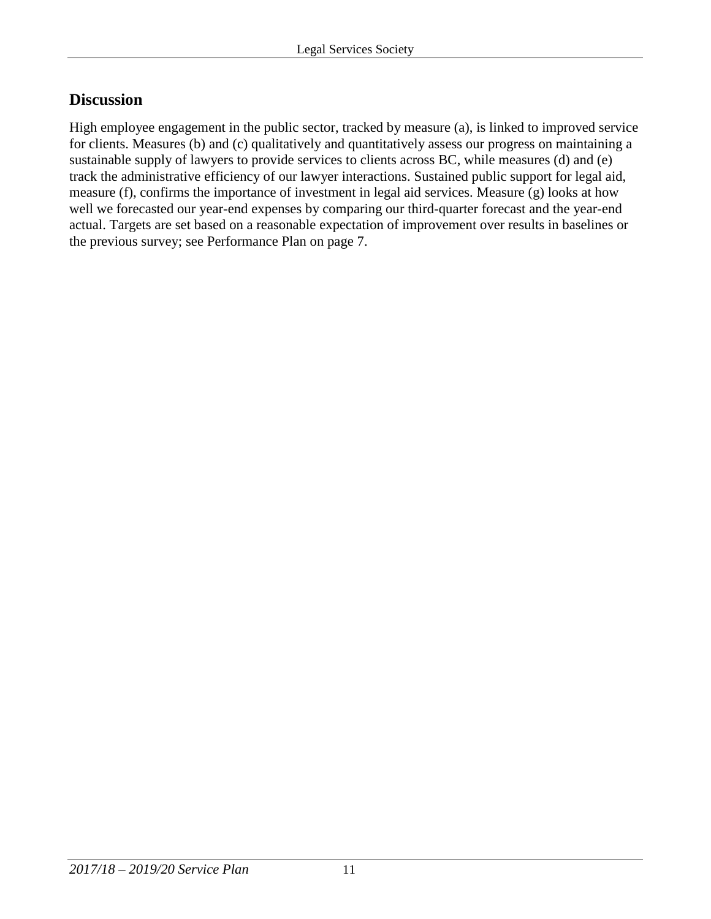## Discussion

High employee engagement in the public sector, tracked by measure (a), is linked to improved service for clients. Measures (b) and (c) qualitatively and quantitatively assess our progress on maintaining a sustainable supply of lawyers to provide services to clients across BC, while measures (d) and (e) track the administrative efficiency of our lawyer interactions. Sustained public support for legal aid, measure (f), confirms the importance of investment in legal aid services. Measure (g) looks at how well we forecasted our year-end expenses by comparing our third-quarter forecast and the year-end actual. Targets are set based on a reasonable expectation of improvement over results in baselines or the previous survey; see Performance Plan on page 7.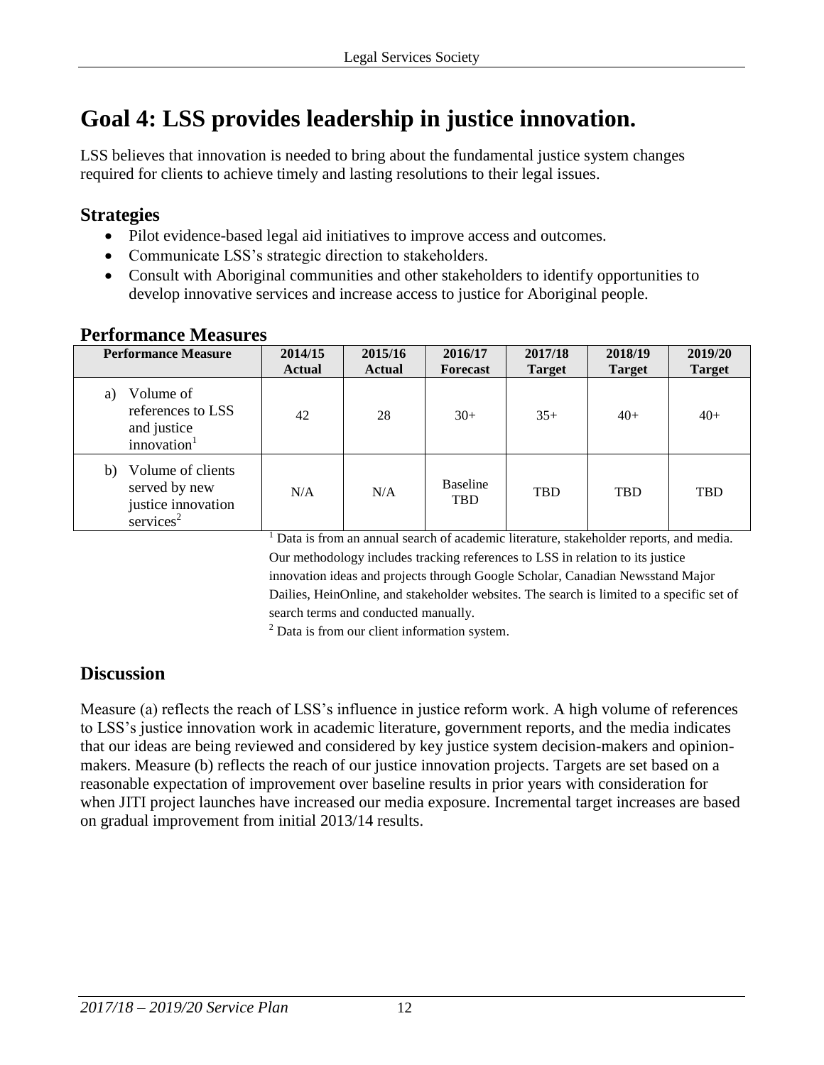# Goal 4: LSS provides leadership in justice innovation.

LSS believes that innovation is needed to bring about the fundamental justice system changes required for clients to achieve timely and lasting resolutions to their legal issues.

## Strategies

- Pilot evidence-based legal aid initiatives to improve access and outcomes.
- Communicate LSS's strategic direction to stakeholders.
- Consult with Aboriginal communities and other stakeholders to identify opportunities to develop innovative services and increase access to justice for Aboriginal people.

## Performance Measures

| Performance Measure | 2014/15 Actual | 2015/16 Actual | 2016/17 Forecast | 2017/18 Target | 2018/19 Target | 2019/20 Target |
|---|---|---|---|---|---|---|
| a) Volume of references to LSS and justice innovation[1] | 42 | 28 | 30+ | 35+ | 40+ | 40+ |
| b) Volume of clients served by new justice innovation services[2] | N/A | N/A | Baseline TBD | TBD | TBD | TBD |

[1] Data is from an annual search of academic literature, stakeholder reports, and media. Our methodology includes tracking references to LSS in relation to its justice innovation ideas and projects through Google Scholar, Canadian Newsstand Major Dailies, HeinOnline, and stakeholder websites. The search is limited to a specific set of search terms and conducted manually.

[2] Data is from our client information system.

## Discussion

Measure (a) reflects the reach of LSS's influence in justice reform work. A high volume of references to LSS's justice innovation work in academic literature, government reports, and the media indicates that our ideas are being reviewed and considered by key justice system decision-makers and opinion-makers. Measure (b) reflects the reach of our justice innovation projects. Targets are set based on a reasonable expectation of improvement over baseline results in prior years with consideration for when JITI project launches have increased our media exposure. Incremental target increases are based on gradual improvement from initial 2013/14 results.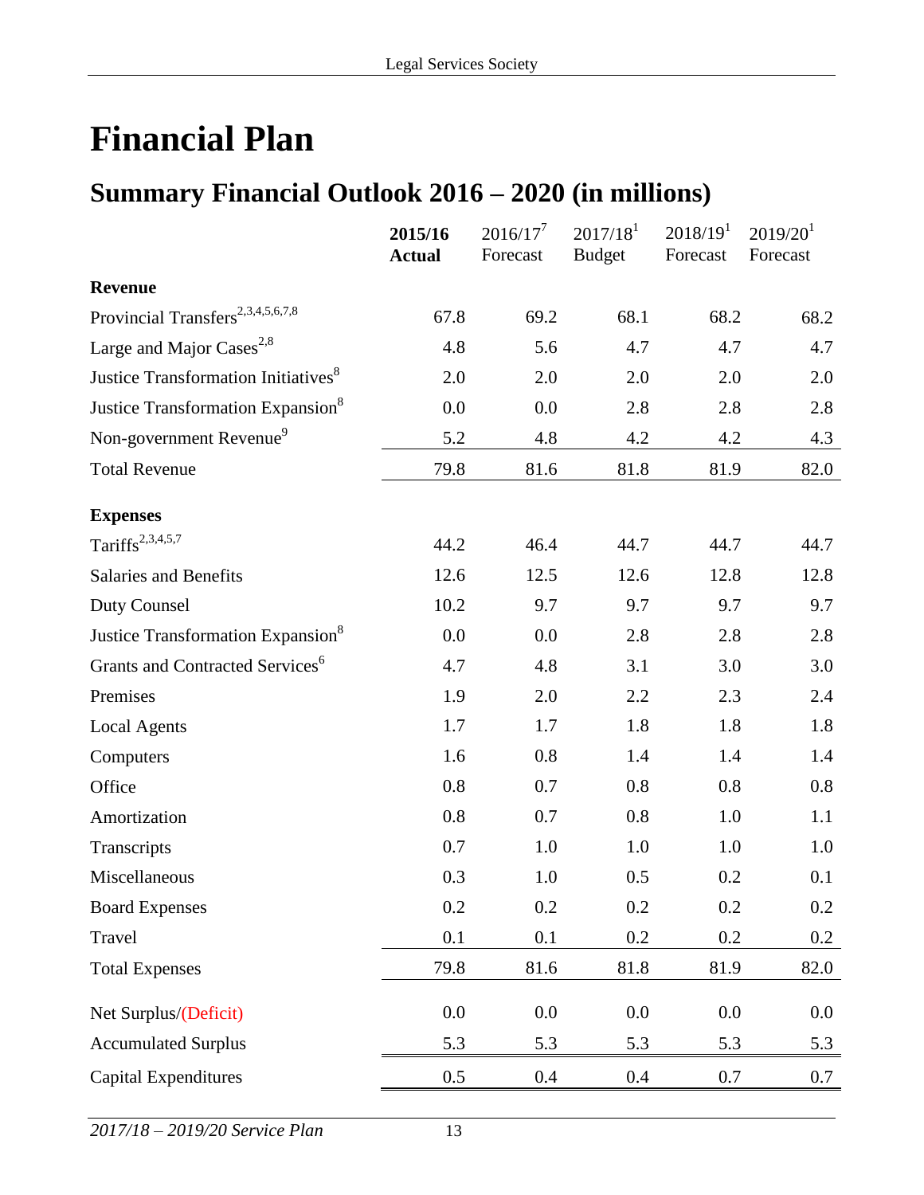# Financial Plan

## Summary Financial Outlook 2016 – 2020 (in millions)

| | **2015/16 Actual** | 2016/17[7] Forecast | 2017/18[1] Budget | 2018/19[1] Forecast | 2019/20[1] Forecast |
|---|---|---|---|---|---|
| **Revenue** | | | | | |
| Provincial Transfers[2,3,4,5,6,7,8] | 67.8 | 69.2 | 68.1 | 68.2 | 68.2 |
| Large and Major Cases[2,8] | 4.8 | 5.6 | 4.7 | 4.7 | 4.7 |
| Justice Transformation Initiatives[8] | 2.0 | 2.0 | 2.0 | 2.0 | 2.0 |
| Justice Transformation Expansion[8] | 0.0 | 0.0 | 2.8 | 2.8 | 2.8 |
| Non-government Revenue[9] | 5.2 | 4.8 | 4.2 | 4.2 | 4.3 |
| Total Revenue | 79.8 | 81.6 | 81.8 | 81.9 | 82.0 |
| **Expenses** | | | | | |
| Tariffs[2,3,4,5,7] | 44.2 | 46.4 | 44.7 | 44.7 | 44.7 |
| Salaries and Benefits | 12.6 | 12.5 | 12.6 | 12.8 | 12.8 |
| Duty Counsel | 10.2 | 9.7 | 9.7 | 9.7 | 9.7 |
| Justice Transformation Expansion[8] | 0.0 | 0.0 | 2.8 | 2.8 | 2.8 |
| Grants and Contracted Services[6] | 4.7 | 4.8 | 3.1 | 3.0 | 3.0 |
| Premises | 1.9 | 2.0 | 2.2 | 2.3 | 2.4 |
| Local Agents | 1.7 | 1.7 | 1.8 | 1.8 | 1.8 |
| Computers | 1.6 | 0.8 | 1.4 | 1.4 | 1.4 |
| Office | 0.8 | 0.7 | 0.8 | 0.8 | 0.8 |
| Amortization | 0.8 | 0.7 | 0.8 | 1.0 | 1.1 |
| Transcripts | 0.7 | 1.0 | 1.0 | 1.0 | 1.0 |
| Miscellaneous | 0.3 | 1.0 | 0.5 | 0.2 | 0.1 |
| Board Expenses | 0.2 | 0.2 | 0.2 | 0.2 | 0.2 |
| Travel | 0.1 | 0.1 | 0.2 | 0.2 | 0.2 |
| Total Expenses | 79.8 | 81.6 | 81.8 | 81.9 | 82.0 |
| Net Surplus/(Deficit) | 0.0 | 0.0 | 0.0 | 0.0 | 0.0 |
| Accumulated Surplus | 5.3 | 5.3 | 5.3 | 5.3 | 5.3 |
| Capital Expenditures | 0.5 | 0.4 | 0.4 | 0.7 | 0.7 |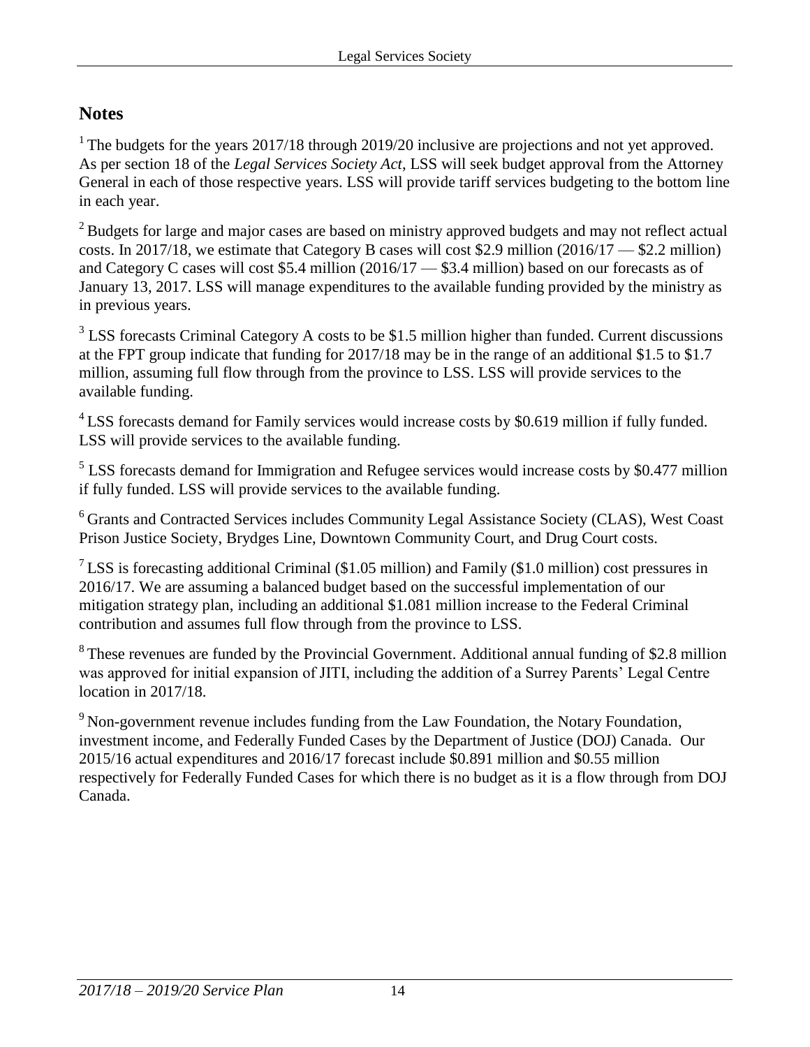## Notes

[1] The budgets for the years 2017/18 through 2019/20 inclusive are projections and not yet approved. As per section 18 of the *Legal Services Society Act*, LSS will seek budget approval from the Attorney General in each of those respective years. LSS will provide tariff services budgeting to the bottom line in each year.

[2] Budgets for large and major cases are based on ministry approved budgets and may not reflect actual costs. In 2017/18, we estimate that Category B cases will cost $2.9 million (2016/17 — $2.2 million) and Category C cases will cost $5.4 million (2016/17 — $3.4 million) based on our forecasts as of January 13, 2017. LSS will manage expenditures to the available funding provided by the ministry as in previous years.

[3] LSS forecasts Criminal Category A costs to be $1.5 million higher than funded. Current discussions at the FPT group indicate that funding for 2017/18 may be in the range of an additional $1.5 to $1.7 million, assuming full flow through from the province to LSS. LSS will provide services to the available funding.

[4] LSS forecasts demand for Family services would increase costs by $0.619 million if fully funded. LSS will provide services to the available funding.

[5] LSS forecasts demand for Immigration and Refugee services would increase costs by $0.477 million if fully funded. LSS will provide services to the available funding.

[6] Grants and Contracted Services includes Community Legal Assistance Society (CLAS), West Coast Prison Justice Society, Brydges Line, Downtown Community Court, and Drug Court costs.

[7] LSS is forecasting additional Criminal ($1.05 million) and Family ($1.0 million) cost pressures in 2016/17. We are assuming a balanced budget based on the successful implementation of our mitigation strategy plan, including an additional $1.081 million increase to the Federal Criminal contribution and assumes full flow through from the province to LSS.

[8] These revenues are funded by the Provincial Government. Additional annual funding of $2.8 million was approved for initial expansion of JITI, including the addition of a Surrey Parents' Legal Centre location in 2017/18.

[9] Non-government revenue includes funding from the Law Foundation, the Notary Foundation, investment income, and Federally Funded Cases by the Department of Justice (DOJ) Canada. Our 2015/16 actual expenditures and 2016/17 forecast include $0.891 million and $0.55 million respectively for Federally Funded Cases for which there is no budget as it is a flow through from DOJ Canada.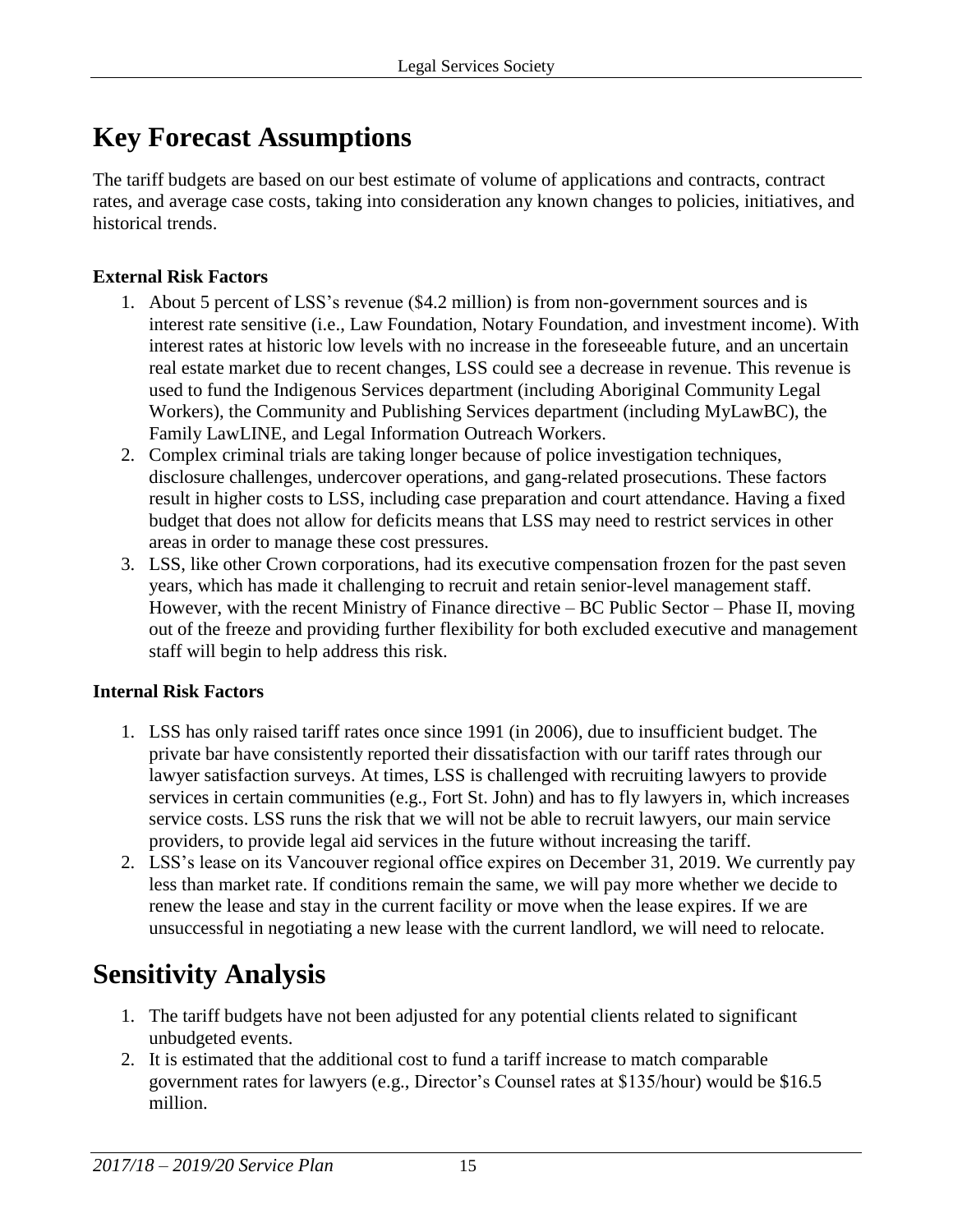# Key Forecast Assumptions

The tariff budgets are based on our best estimate of volume of applications and contracts, contract rates, and average case costs, taking into consideration any known changes to policies, initiatives, and historical trends.

**External Risk Factors**

1. About 5 percent of LSS's revenue ($4.2 million) is from non-government sources and is interest rate sensitive (i.e., Law Foundation, Notary Foundation, and investment income). With interest rates at historic low levels with no increase in the foreseeable future, and an uncertain real estate market due to recent changes, LSS could see a decrease in revenue. This revenue is used to fund the Indigenous Services department (including Aboriginal Community Legal Workers), the Community and Publishing Services department (including MyLawBC), the Family LawLINE, and Legal Information Outreach Workers.
2. Complex criminal trials are taking longer because of police investigation techniques, disclosure challenges, undercover operations, and gang-related prosecutions. These factors result in higher costs to LSS, including case preparation and court attendance. Having a fixed budget that does not allow for deficits means that LSS may need to restrict services in other areas in order to manage these cost pressures.
3. LSS, like other Crown corporations, had its executive compensation frozen for the past seven years, which has made it challenging to recruit and retain senior-level management staff. However, with the recent Ministry of Finance directive – BC Public Sector – Phase II, moving out of the freeze and providing further flexibility for both excluded executive and management staff will begin to help address this risk.

**Internal Risk Factors**

1. LSS has only raised tariff rates once since 1991 (in 2006), due to insufficient budget. The private bar have consistently reported their dissatisfaction with our tariff rates through our lawyer satisfaction surveys. At times, LSS is challenged with recruiting lawyers to provide services in certain communities (e.g., Fort St. John) and has to fly lawyers in, which increases service costs. LSS runs the risk that we will not be able to recruit lawyers, our main service providers, to provide legal aid services in the future without increasing the tariff.
2. LSS's lease on its Vancouver regional office expires on December 31, 2019. We currently pay less than market rate. If conditions remain the same, we will pay more whether we decide to renew the lease and stay in the current facility or move when the lease expires. If we are unsuccessful in negotiating a new lease with the current landlord, we will need to relocate.

# Sensitivity Analysis

1. The tariff budgets have not been adjusted for any potential clients related to significant unbudgeted events.
2. It is estimated that the additional cost to fund a tariff increase to match comparable government rates for lawyers (e.g., Director's Counsel rates at $135/hour) would be $16.5 million.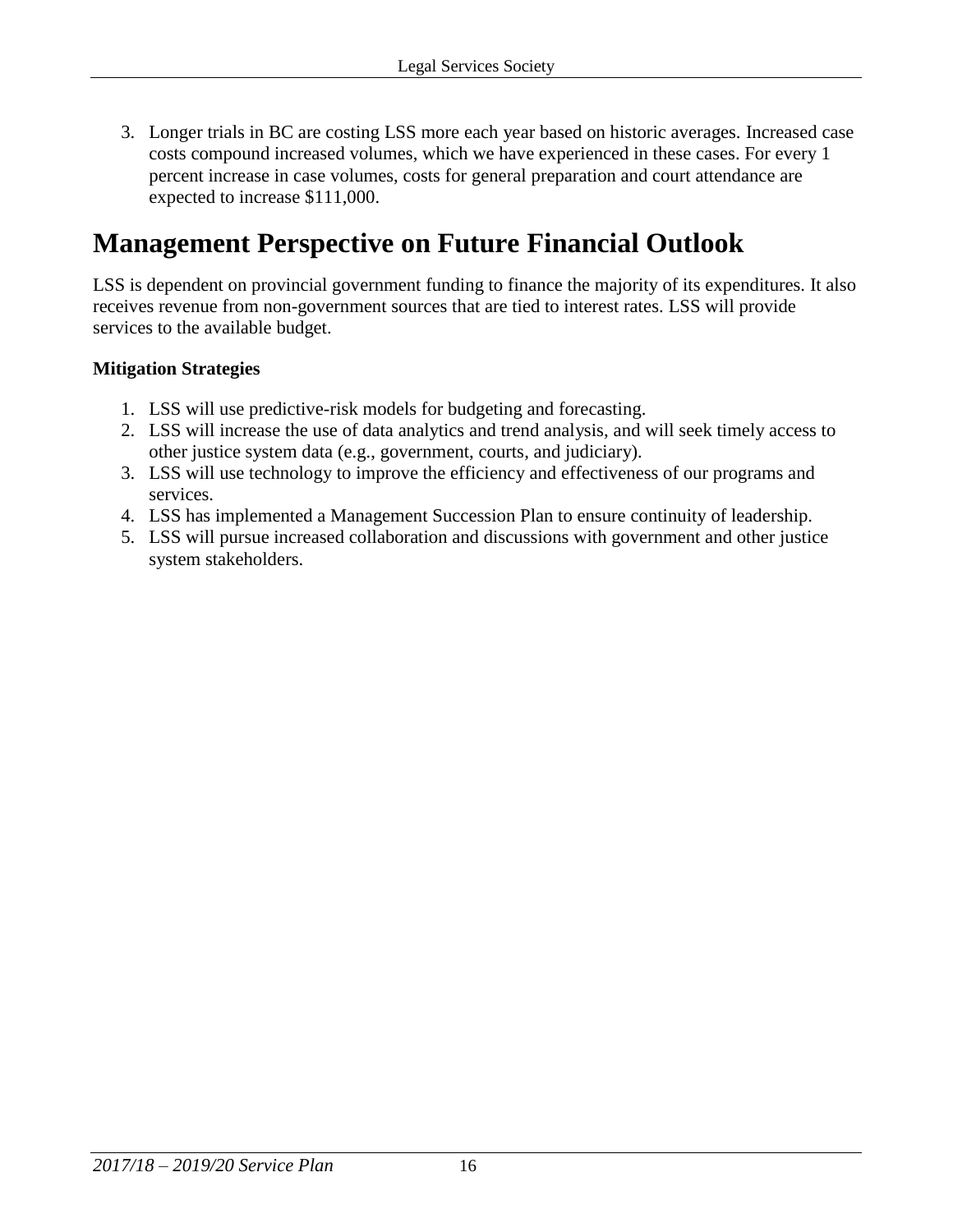3. Longer trials in BC are costing LSS more each year based on historic averages. Increased case costs compound increased volumes, which we have experienced in these cases. For every 1 percent increase in case volumes, costs for general preparation and court attendance are expected to increase $111,000.

# Management Perspective on Future Financial Outlook

LSS is dependent on provincial government funding to finance the majority of its expenditures. It also receives revenue from non-government sources that are tied to interest rates. LSS will provide services to the available budget.

**Mitigation Strategies**

1. LSS will use predictive-risk models for budgeting and forecasting.
2. LSS will increase the use of data analytics and trend analysis, and will seek timely access to other justice system data (e.g., government, courts, and judiciary).
3. LSS will use technology to improve the efficiency and effectiveness of our programs and services.
4. LSS has implemented a Management Succession Plan to ensure continuity of leadership.
5. LSS will pursue increased collaboration and discussions with government and other justice system stakeholders.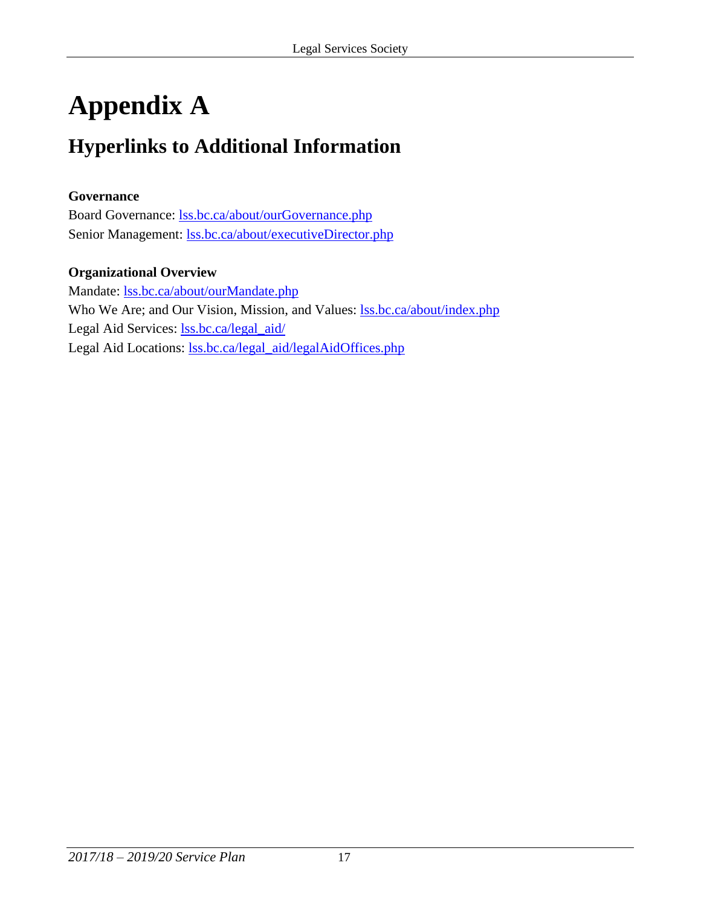# Appendix A

## Hyperlinks to Additional Information

**Governance**

Board Governance: lss.bc.ca/about/ourGovernance.php
Senior Management: lss.bc.ca/about/executiveDirector.php

**Organizational Overview**

Mandate: lss.bc.ca/about/ourMandate.php
Who We Are; and Our Vision, Mission, and Values: lss.bc.ca/about/index.php
Legal Aid Services: lss.bc.ca/legal_aid/
Legal Aid Locations: lss.bc.ca/legal_aid/legalAidOffices.php